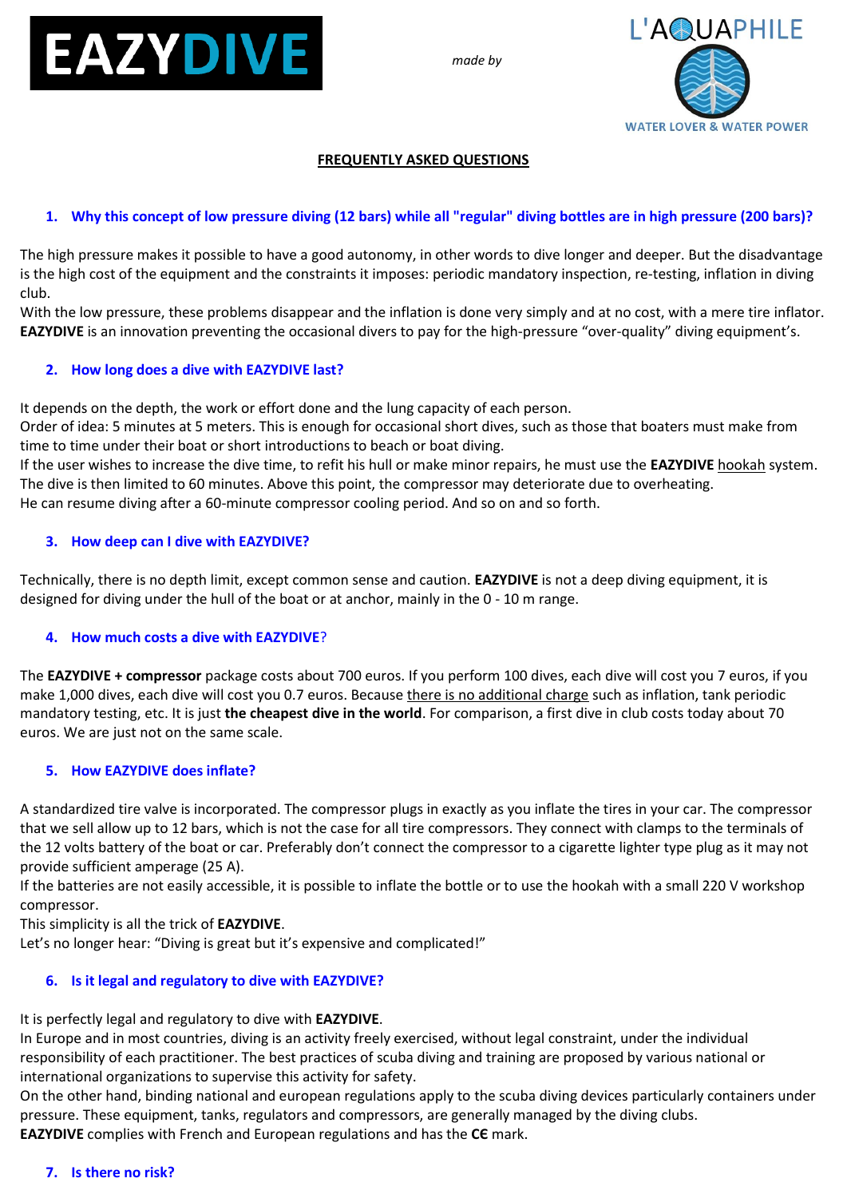EAZYDIVE

*made by*

L'AQUAPHILE

WATER LOVER & WATER POWER

## FREQUENTLY ASKED QUESTIONS

### 1. Why this concept of low pressure diving (12 bars) while all "regular" diving bottles are in high pressure (200 bars)?

The high pressure makes it possible to have a good autonomy, in other words to dive longer and deeper. But the disadvantage is the high cost of the equipment and the constraints it imposes: periodic mandatory inspection, re-testing, inflation in diving club.
With the low pressure, these problems disappear and the inflation is done very simply and at no cost, with a mere tire inflator.
**EAZYDIVE** is an innovation preventing the occasional divers to pay for the high-pressure "over-quality" diving equipment's.

### 2. How long does a dive with EAZYDIVE last?

It depends on the depth, the work or effort done and the lung capacity of each person.
Order of idea: 5 minutes at 5 meters. This is enough for occasional short dives, such as those that boaters must make from time to time under their boat or short introductions to beach or boat diving.
If the user wishes to increase the dive time, to refit his hull or make minor repairs, he must use the **EAZYDIVE** hookah system.
The dive is then limited to 60 minutes. Above this point, the compressor may deteriorate due to overheating.
He can resume diving after a 60-minute compressor cooling period. And so on and so forth.

### 3. How deep can I dive with EAZYDIVE?

Technically, there is no depth limit, except common sense and caution. **EAZYDIVE** is not a deep diving equipment, it is designed for diving under the hull of the boat or at anchor, mainly in the 0 - 10 m range.

### 4. How much costs a dive with EAZYDIVE?

The **EAZYDIVE + compressor** package costs about 700 euros. If you perform 100 dives, each dive will cost you 7 euros, if you make 1,000 dives, each dive will cost you 0.7 euros. Because there is no additional charge such as inflation, tank periodic mandatory testing, etc. It is just **the cheapest dive in the world**. For comparison, a first dive in club costs today about 70 euros. We are just not on the same scale.

### 5. How EAZYDIVE does inflate?

A standardized tire valve is incorporated. The compressor plugs in exactly as you inflate the tires in your car. The compressor that we sell allow up to 12 bars, which is not the case for all tire compressors. They connect with clamps to the terminals of the 12 volts battery of the boat or car. Preferably don't connect the compressor to a cigarette lighter type plug as it may not provide sufficient amperage (25 A).
If the batteries are not easily accessible, it is possible to inflate the bottle or to use the hookah with a small 220 V workshop compressor.
This simplicity is all the trick of **EAZYDIVE**.
Let's no longer hear: "Diving is great but it's expensive and complicated!"

### 6. Is it legal and regulatory to dive with EAZYDIVE?

It is perfectly legal and regulatory to dive with **EAZYDIVE**.
In Europe and in most countries, diving is an activity freely exercised, without legal constraint, under the individual responsibility of each practitioner. The best practices of scuba diving and training are proposed by various national or international organizations to supervise this activity for safety.
On the other hand, binding national and european regulations apply to the scuba diving devices particularly containers under pressure. These equipment, tanks, regulators and compressors, are generally managed by the diving clubs.
**EAZYDIVE** complies with French and European regulations and has the **CE** mark.

### 7. Is there no risk?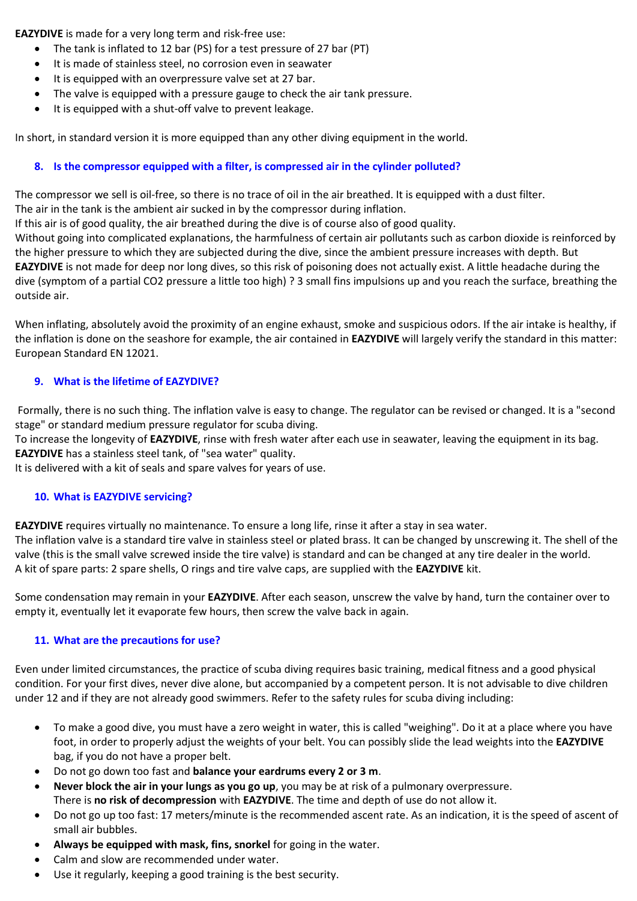**EAZYDIVE** is made for a very long term and risk-free use:

- The tank is inflated to 12 bar (PS) for a test pressure of 27 bar (PT)
- It is made of stainless steel, no corrosion even in seawater
- It is equipped with an overpressure valve set at 27 bar.
- The valve is equipped with a pressure gauge to check the air tank pressure.
- It is equipped with a shut-off valve to prevent leakage.

In short, in standard version it is more equipped than any other diving equipment in the world.

### 8. Is the compressor equipped with a filter, is compressed air in the cylinder polluted?

The compressor we sell is oil-free, so there is no trace of oil in the air breathed. It is equipped with a dust filter.
The air in the tank is the ambient air sucked in by the compressor during inflation.
If this air is of good quality, the air breathed during the dive is of course also of good quality.
Without going into complicated explanations, the harmfulness of certain air pollutants such as carbon dioxide is reinforced by the higher pressure to which they are subjected during the dive, since the ambient pressure increases with depth. But **EAZYDIVE** is not made for deep nor long dives, so this risk of poisoning does not actually exist. A little headache during the dive (symptom of a partial $CO_2$ pressure a little too high) ? 3 small fins impulsions up and you reach the surface, breathing the outside air.

When inflating, absolutely avoid the proximity of an engine exhaust, smoke and suspicious odors. If the air intake is healthy, if the inflation is done on the seashore for example, the air contained in **EAZYDIVE** will largely verify the standard in this matter: European Standard EN 12021.

### 9. What is the lifetime of EAZYDIVE?

Formally, there is no such thing. The inflation valve is easy to change. The regulator can be revised or changed. It is a "second stage" or standard medium pressure regulator for scuba diving.
To increase the longevity of **EAZYDIVE**, rinse with fresh water after each use in seawater, leaving the equipment in its bag.
**EAZYDIVE** has a stainless steel tank, of "sea water" quality.
It is delivered with a kit of seals and spare valves for years of use.

### 10. What is EAZYDIVE servicing?

**EAZYDIVE** requires virtually no maintenance. To ensure a long life, rinse it after a stay in sea water.
The inflation valve is a standard tire valve in stainless steel or plated brass. It can be changed by unscrewing it. The shell of the valve (this is the small valve screwed inside the tire valve) is standard and can be changed at any tire dealer in the world.
A kit of spare parts: 2 spare shells, O rings and tire valve caps, are supplied with the **EAZYDIVE** kit.

Some condensation may remain in your **EAZYDIVE**. After each season, unscrew the valve by hand, turn the container over to empty it, eventually let it evaporate few hours, then screw the valve back in again.

### 11. What are the precautions for use?

Even under limited circumstances, the practice of scuba diving requires basic training, medical fitness and a good physical condition. For your first dives, never dive alone, but accompanied by a competent person. It is not advisable to dive children under 12 and if they are not already good swimmers. Refer to the safety rules for scuba diving including:

- To make a good dive, you must have a zero weight in water, this is called "weighing". Do it at a place where you have foot, in order to properly adjust the weights of your belt. You can possibly slide the lead weights into the **EAZYDIVE** bag, if you do not have a proper belt.
- Do not go down too fast and **balance your eardrums every 2 or 3 m**.
- **Never block the air in your lungs as you go up**, you may be at risk of a pulmonary overpressure.
  There is **no risk of decompression** with **EAZYDIVE**. The time and depth of use do not allow it.
- Do not go up too fast: 17 meters/minute is the recommended ascent rate. As an indication, it is the speed of ascent of small air bubbles.
- **Always be equipped with mask, fins, snorkel** for going in the water.
- Calm and slow are recommended under water.
- Use it regularly, keeping a good training is the best security.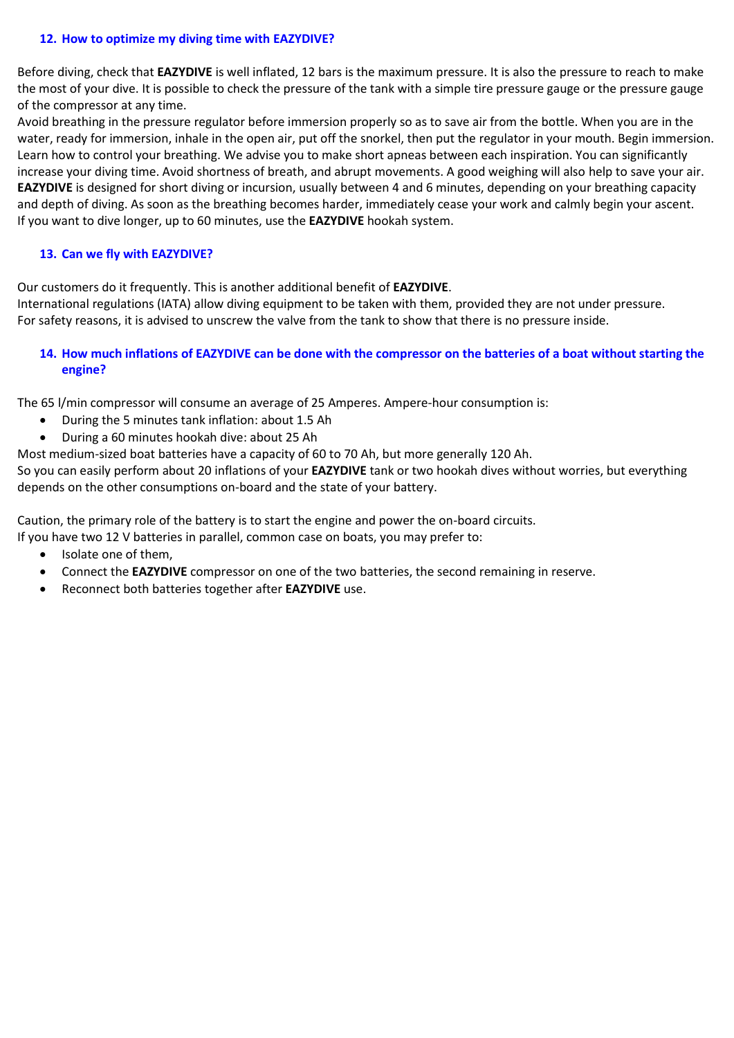## 12. How to optimize my diving time with EAZYDIVE?

Before diving, check that **EAZYDIVE** is well inflated, 12 bars is the maximum pressure. It is also the pressure to reach to make the most of your dive. It is possible to check the pressure of the tank with a simple tire pressure gauge or the pressure gauge of the compressor at any time.
Avoid breathing in the pressure regulator before immersion properly so as to save air from the bottle. When you are in the water, ready for immersion, inhale in the open air, put off the snorkel, then put the regulator in your mouth. Begin immersion. Learn how to control your breathing. We advise you to make short apneas between each inspiration. You can significantly increase your diving time. Avoid shortness of breath, and abrupt movements. A good weighing will also help to save your air. **EAZYDIVE** is designed for short diving or incursion, usually between 4 and 6 minutes, depending on your breathing capacity and depth of diving. As soon as the breathing becomes harder, immediately cease your work and calmly begin your ascent. If you want to dive longer, up to 60 minutes, use the **EAZYDIVE** hookah system.

## 13. Can we fly with EAZYDIVE?

Our customers do it frequently. This is another additional benefit of **EAZYDIVE**.
International regulations (IATA) allow diving equipment to be taken with them, provided they are not under pressure.
For safety reasons, it is advised to unscrew the valve from the tank to show that there is no pressure inside.

## 14. How much inflations of EAZYDIVE can be done with the compressor on the batteries of a boat without starting the engine?

The 65 l/min compressor will consume an average of 25 Amperes. Ampere-hour consumption is:

- During the 5 minutes tank inflation: about 1.5 Ah
- During a 60 minutes hookah dive: about 25 Ah

Most medium-sized boat batteries have a capacity of 60 to 70 Ah, but more generally 120 Ah.
So you can easily perform about 20 inflations of your **EAZYDIVE** tank or two hookah dives without worries, but everything depends on the other consumptions on-board and the state of your battery.

Caution, the primary role of the battery is to start the engine and power the on-board circuits.
If you have two 12 V batteries in parallel, common case on boats, you may prefer to:

- Isolate one of them,
- Connect the **EAZYDIVE** compressor on one of the two batteries, the second remaining in reserve.
- Reconnect both batteries together after **EAZYDIVE** use.